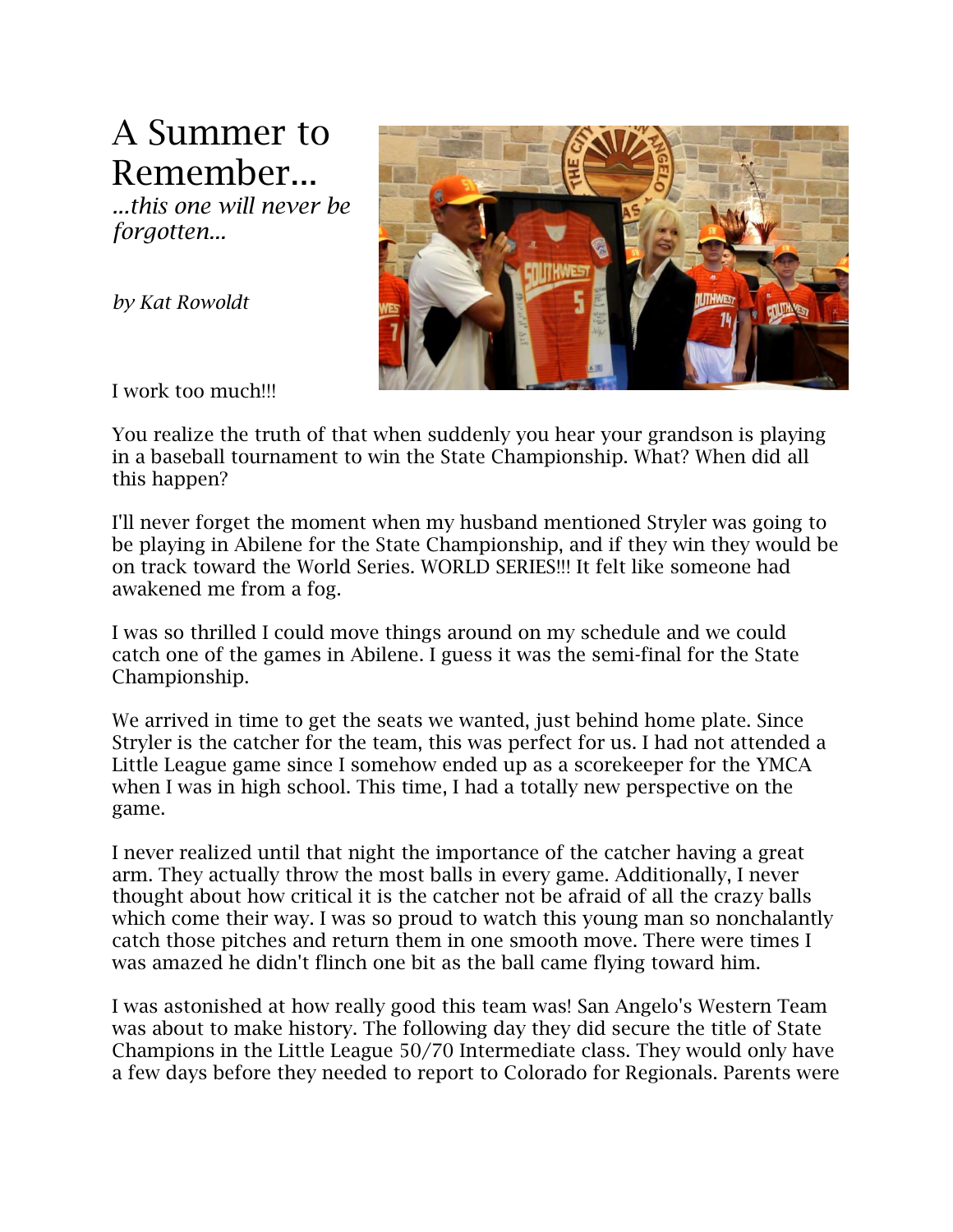# A Summer to Remember...

*...this one will never be forgotten...*

*by Kat Rowoldt*

I work too much!!!

You realize the truth of that when suddenly you hear your grandson is playing in a baseball tournament to win the State Championship. What? When did all this happen?

I'll never forget the moment when my husband mentioned Stryler was going to be playing in Abilene for the State Championship, and if they win they would be on track toward the World Series. WORLD SERIES!!! It felt like someone had awakened me from a fog.

I was so thrilled I could move things around on my schedule and we could catch one of the games in Abilene. I guess it was the semi-final for the State Championship.

We arrived in time to get the seats we wanted, just behind home plate. Since Stryler is the catcher for the team, this was perfect for us. I had not attended a Little League game since I somehow ended up as a scorekeeper for the YMCA when I was in high school. This time, I had a totally new perspective on the game.

I never realized until that night the importance of the catcher having a great arm. They actually throw the most balls in every game. Additionally, I never thought about how critical it is the catcher not be afraid of all the crazy balls which come their way. I was so proud to watch this young man so nonchalantly catch those pitches and return them in one smooth move. There were times I was amazed he didn't flinch one bit as the ball came flying toward him.

I was astonished at how really good this team was! San Angelo's Western Team was about to make history. The following day they did secure the title of State Champions in the Little League 50/70 Intermediate class. They would only have a few days before they needed to report to Colorado for Regionals. Parents were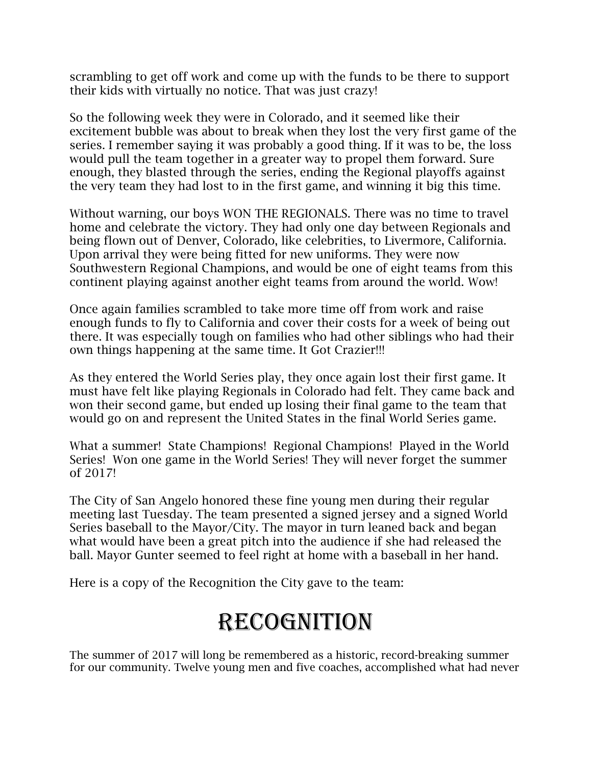scrambling to get off work and come up with the funds to be there to support their kids with virtually no notice. That was just crazy!

So the following week they were in Colorado, and it seemed like their excitement bubble was about to break when they lost the very first game of the series. I remember saying it was probably a good thing. If it was to be, the loss would pull the team together in a greater way to propel them forward. Sure enough, they blasted through the series, ending the Regional playoffs against the very team they had lost to in the first game, and winning it big this time.

Without warning, our boys WON THE REGIONALS. There was no time to travel home and celebrate the victory. They had only one day between Regionals and being flown out of Denver, Colorado, like celebrities, to Livermore, California. Upon arrival they were being fitted for new uniforms. They were now Southwestern Regional Champions, and would be one of eight teams from this continent playing against another eight teams from around the world. Wow!

Once again families scrambled to take more time off from work and raise enough funds to fly to California and cover their costs for a week of being out there. It was especially tough on families who had other siblings who had their own things happening at the same time. It Got Crazier!!!

As they entered the World Series play, they once again lost their first game. It must have felt like playing Regionals in Colorado had felt. They came back and won their second game, but ended up losing their final game to the team that would go on and represent the United States in the final World Series game.

What a summer! State Champions! Regional Champions! Played in the World Series! Won one game in the World Series! They will never forget the summer of 2017!

The City of San Angelo honored these fine young men during their regular meeting last Tuesday. The team presented a signed jersey and a signed World Series baseball to the Mayor/City. The mayor in turn leaned back and began what would have been a great pitch into the audience if she had released the ball. Mayor Gunter seemed to feel right at home with a baseball in her hand.

Here is a copy of the Recognition the City gave to the team:

# Recognition

The summer of 2017 will long be remembered as a historic, record-breaking summer for our community. Twelve young men and five coaches, accomplished what had never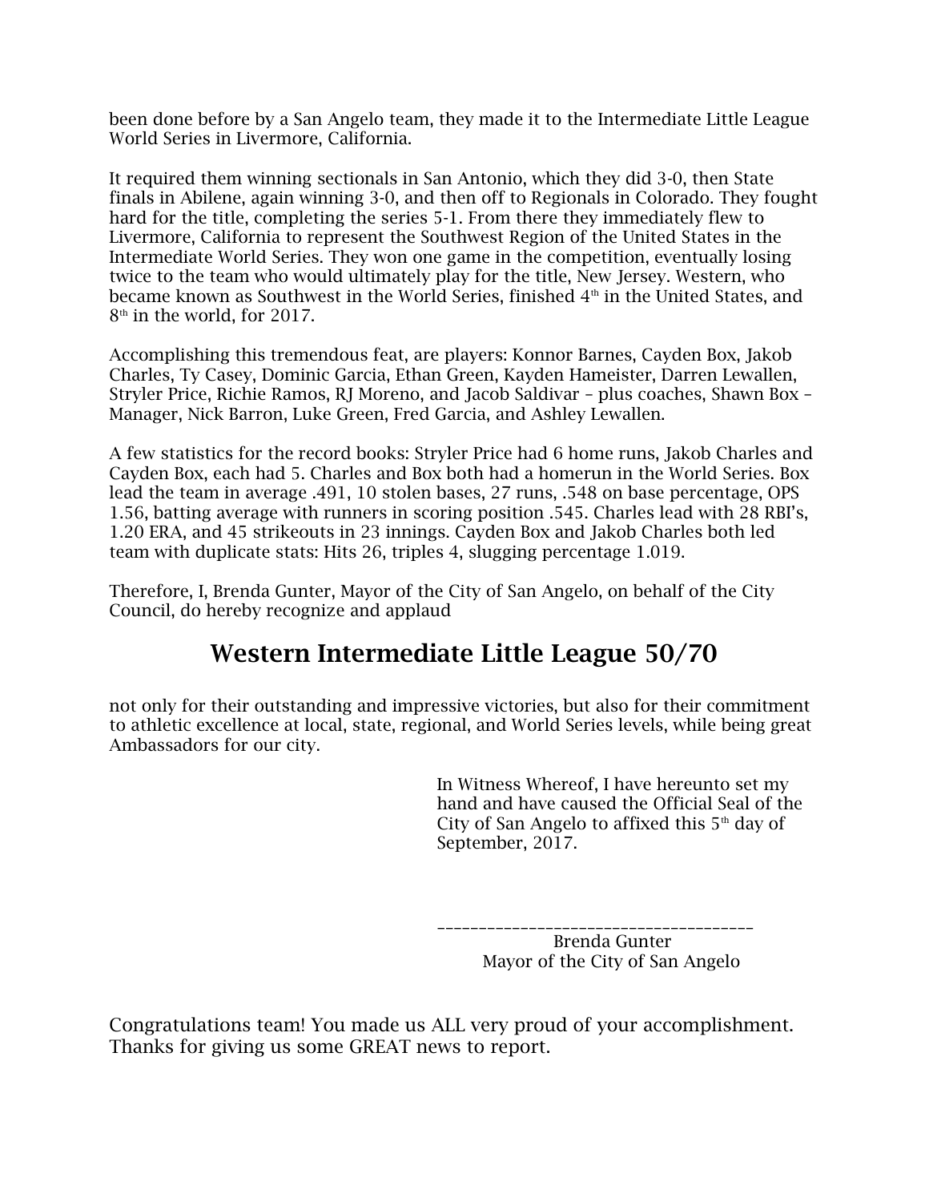been done before by a San Angelo team, they made it to the Intermediate Little League World Series in Livermore, California.

It required them winning sectionals in San Antonio, which they did 3-0, then State finals in Abilene, again winning 3-0, and then off to Regionals in Colorado. They fought hard for the title, completing the series 5-1. From there they immediately flew to Livermore, California to represent the Southwest Region of the United States in the Intermediate World Series. They won one game in the competition, eventually losing twice to the team who would ultimately play for the title, New Jersey. Western, who became known as Southwest in the World Series, finished 4th in the United States, and 8th in the world, for 2017.

Accomplishing this tremendous feat, are players: Konnor Barnes, Cayden Box, Jakob Charles, Ty Casey, Dominic Garcia, Ethan Green, Kayden Hameister, Darren Lewallen, Stryler Price, Richie Ramos, RJ Moreno, and Jacob Saldivar – plus coaches, Shawn Box – Manager, Nick Barron, Luke Green, Fred Garcia, and Ashley Lewallen.

A few statistics for the record books: Stryler Price had 6 home runs, Jakob Charles and Cayden Box, each had 5. Charles and Box both had a homerun in the World Series. Box lead the team in average .491, 10 stolen bases, 27 runs, .548 on base percentage, OPS 1.56, batting average with runners in scoring position .545. Charles lead with 28 RBI's, 1.20 ERA, and 45 strikeouts in 23 innings. Cayden Box and Jakob Charles both led team with duplicate stats: Hits 26, triples 4, slugging percentage 1.019.

Therefore, I, Brenda Gunter, Mayor of the City of San Angelo, on behalf of the City Council, do hereby recognize and applaud

## Western Intermediate Little League 50/70

not only for their outstanding and impressive victories, but also for their commitment to athletic excellence at local, state, regional, and World Series levels, while being great Ambassadors for our city.

In Witness Whereof, I have hereunto set my hand and have caused the Official Seal of the City of San Angelo to affixed this 5th day of September, 2017.

\_\_\_\_\_\_\_\_\_\_\_\_\_\_\_\_\_\_\_\_\_\_\_\_\_\_\_\_\_\_\_\_\_\_\_\_\_\_

Brenda Gunter
Mayor of the City of San Angelo

Congratulations team! You made us ALL very proud of your accomplishment. Thanks for giving us some GREAT news to report.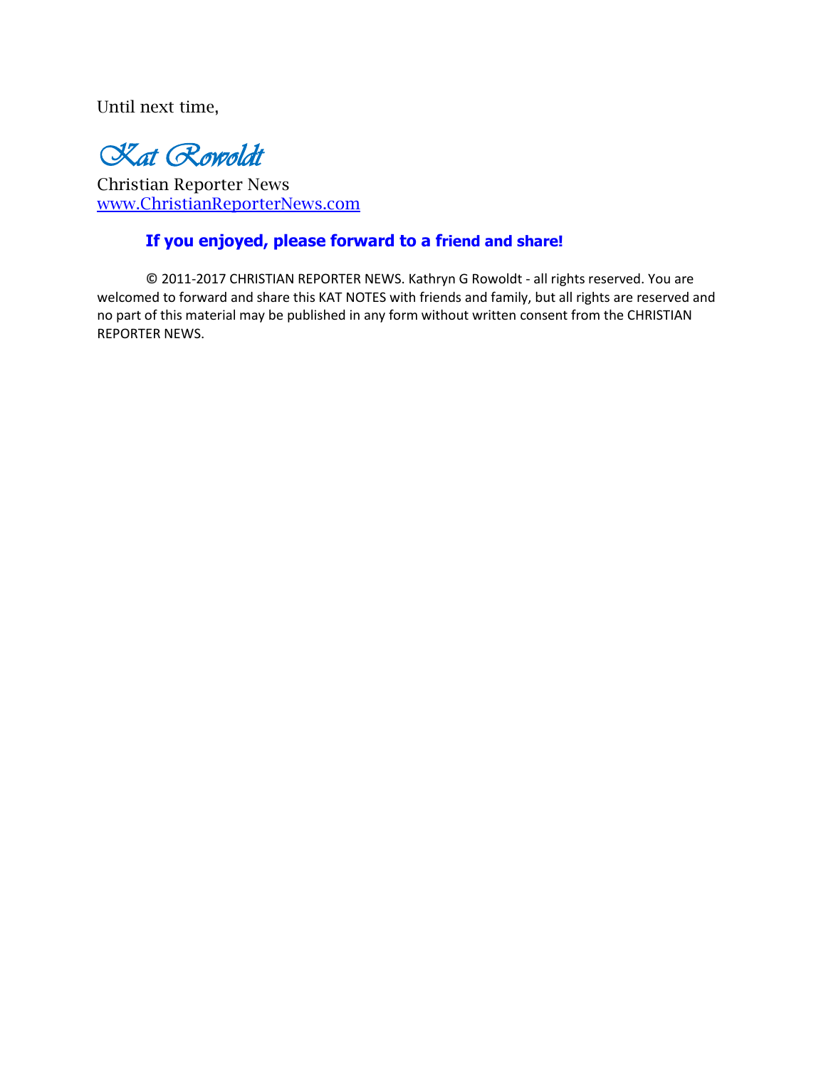Until next time,

*Kat Rowoldt*

Christian Reporter News
www.ChristianReporterNews.com

**If you enjoyed, please forward to a friend and share!**

© 2011-2017 CHRISTIAN REPORTER NEWS. Kathryn G Rowoldt - all rights reserved. You are welcomed to forward and share this KAT NOTES with friends and family, but all rights are reserved and no part of this material may be published in any form without written consent from the CHRISTIAN REPORTER NEWS.